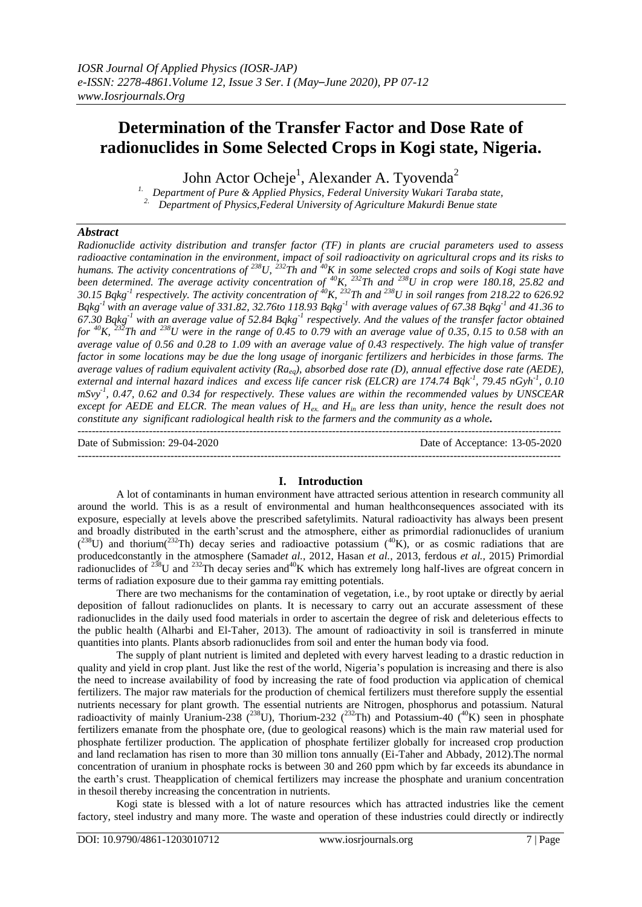# Determination of the Transfer Factor and Dose Rate of radionuclides in Some Selected Crops in Kogi state, Nigeria.

John Actor Ocheje[1], Alexander A. Tyovenda[2]

[1.] Department of Pure & Applied Physics, Federal University Wukari Taraba state,
[2.] Department of Physics,Federal University of Agriculture Makurdi Benue state

### *Abstract*

*Radionuclide activity distribution and transfer factor (TF) in plants are crucial parameters used to assess radioactive contamination in the environment, impact of soil radioactivity on agricultural crops and its risks to humans. The activity concentrations of $^{238}U$, $^{232}Th$ and $^{40}K$ in some selected crops and soils of Kogi state have been determined. The average activity concentration of $^{40}K$, $^{232}Th$ and $^{238}U$ in crop were 180.18, 25.82 and 30.15 $Bqkg^{-1}$ respectively. The activity concentration of $^{40}K$, $^{232}Th$ and $^{238}U$ in soil ranges from 218.22 to 626.92 $Bqkg^{-1}$ with an average value of 331.82, 32.76to 118.93 $Bqkg^{-1}$ with average values of 67.38 $Bqkg^{-1}$ and 41.36 to 67.30 $Bqkg^{-1}$ with an average value of 52.84 $Bqkg^{-1}$ respectively. And the values of the transfer factor obtained for $^{40}K$, $^{232}Th$ and $^{238}U$ were in the range of 0.45 to 0.79 with an average value of 0.35, 0.15 to 0.58 with an average value of 0.56 and 0.28 to 1.09 with an average value of 0.43 respectively. The high value of transfer factor in some locations may be due the long usage of inorganic fertilizers and herbicides in those farms. The average values of radium equivalent activity ($Ra_{eq}$), absorbed dose rate (D), annual effective dose rate (AEDE), external and internal hazard indices and excess life cancer risk (ELCR) are 174.74 $Bqk^{-1}$, 79.45 $nGyh^{-1}$, 0.10 $mSvy^{-1}$, 0.47, 0.62 and 0.34 for respectively. These values are within the recommended values by UNSCEAR except for AEDE and ELCR. The mean values of $H_{ex.}$ and $H_{in}$ are less than unity, hence the result does not constitute any significant radiological health risk to the farmers and the community as a whole.***

---

Date of Submission: 29-04-2020 | Date of Acceptance: 13-05-2020

---

## I. Introduction

A lot of contaminants in human environment have attracted serious attention in research community all around the world. This is as a result of environmental and human healthconsequences associated with its exposure, especially at levels above the prescribed safetylimits. Natural radioactivity has always been present and broadly distributed in the earth'scrust and the atmosphere, either as primordial radionuclides of uranium ($^{238}$U) and thorium($^{232}$Th) decay series and radioactive potassium ($^{40}$K), or as cosmic radiations that are producedconstantly in the atmosphere (Samad*et al.,* 2012, Hasan *et al.,* 2013, ferdous *et al.,* 2015) Primordial radionuclides of $^{238}$U and $^{232}$Th decay series and$^{40}$K which has extremely long half-lives are ofgreat concern in terms of radiation exposure due to their gamma ray emitting potentials.

There are two mechanisms for the contamination of vegetation, i.e., by root uptake or directly by aerial deposition of fallout radionuclides on plants. It is necessary to carry out an accurate assessment of these radionuclides in the daily used food materials in order to ascertain the degree of risk and deleterious effects to the public health (Alharbi and El-Taher, 2013). The amount of radioactivity in soil is transferred in minute quantities into plants. Plants absorb radionuclides from soil and enter the human body via food.

The supply of plant nutrient is limited and depleted with every harvest leading to a drastic reduction in quality and yield in crop plant. Just like the rest of the world, Nigeria's population is increasing and there is also the need to increase availability of food by increasing the rate of food production via application of chemical fertilizers. The major raw materials for the production of chemical fertilizers must therefore supply the essential nutrients necessary for plant growth. The essential nutrients are Nitrogen, phosphorus and potassium. Natural radioactivity of mainly Uranium-238 ($^{238}$U), Thorium-232 ($^{232}$Th) and Potassium-40 ($^{40}$K) seen in phosphate fertilizers emanate from the phosphate ore, (due to geological reasons) which is the main raw material used for phosphate fertilizer production. The application of phosphate fertilizer globally for increased crop production and land reclamation has risen to more than 30 million tons annually (Ei-Taher and Abbady, 2012).The normal concentration of uranium in phosphate rocks is between 30 and 260 ppm which by far exceeds its abundance in the earth's crust. Theapplication of chemical fertilizers may increase the phosphate and uranium concentration in thesoil thereby increasing the concentration in nutrients.

Kogi state is blessed with a lot of nature resources which has attracted industries like the cement factory, steel industry and many more. The waste and operation of these industries could directly or indirectly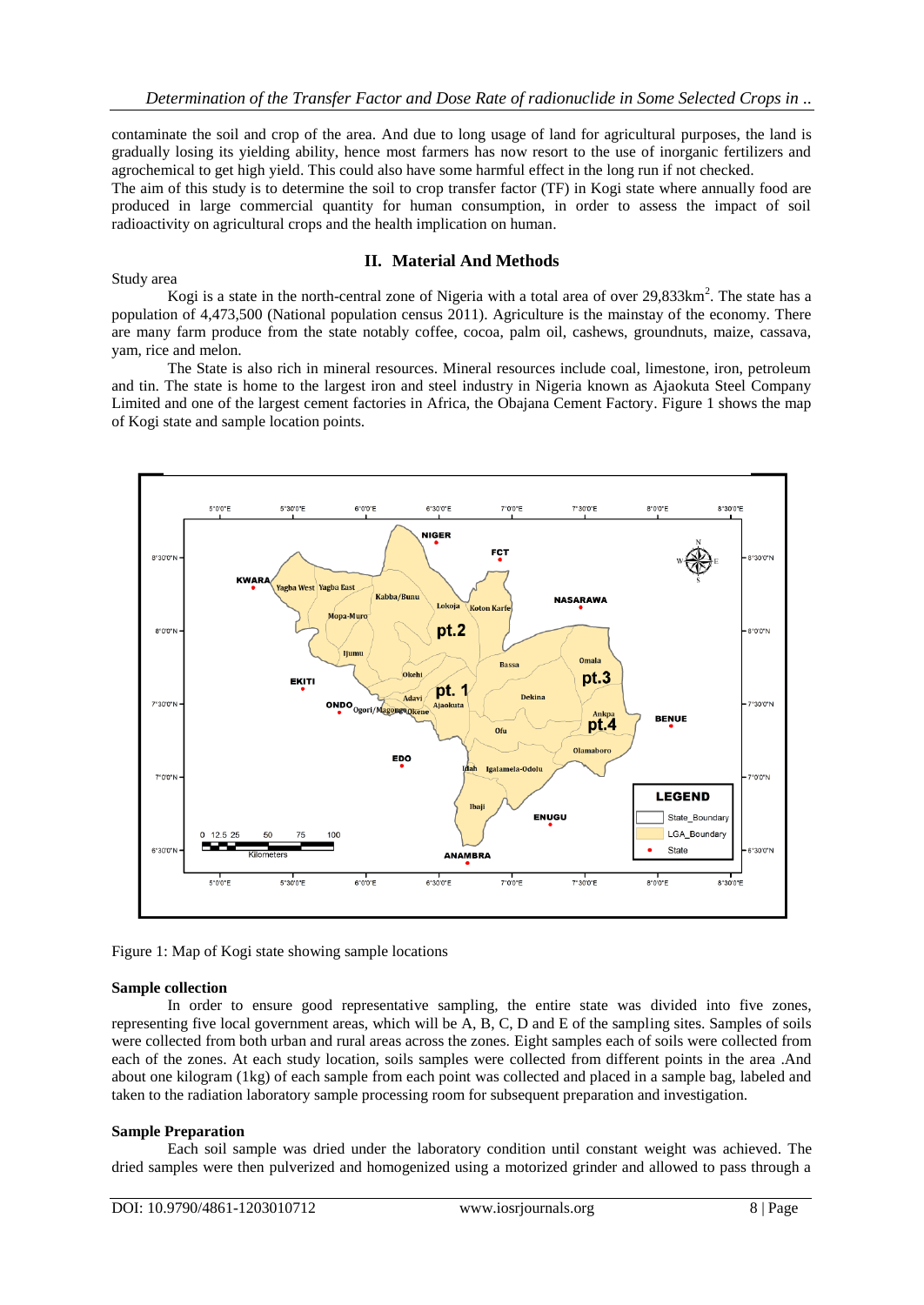contaminate the soil and crop of the area. And due to long usage of land for agricultural purposes, the land is gradually losing its yielding ability, hence most farmers has now resort to the use of inorganic fertilizers and agrochemical to get high yield. This could also have some harmful effect in the long run if not checked.

The aim of this study is to determine the soil to crop transfer factor (TF) in Kogi state where annually food are produced in large commercial quantity for human consumption, in order to assess the impact of soil radioactivity on agricultural crops and the health implication on human.

## II. Material And Methods

Study area

Kogi is a state in the north-central zone of Nigeria with a total area of over 29,833km$^2$. The state has a population of 4,473,500 (National population census 2011). Agriculture is the mainstay of the economy. There are many farm produce from the state notably coffee, cocoa, palm oil, cashews, groundnuts, maize, cassava, yam, rice and melon.

The State is also rich in mineral resources. Mineral resources include coal, limestone, iron, petroleum and tin. The state is home to the largest iron and steel industry in Nigeria known as Ajaokuta Steel Company Limited and one of the largest cement factories in Africa, the Obajana Cement Factory. Figure 1 shows the map of Kogi state and sample location points.

Figure 1: Map of Kogi state showing sample locations

**Sample collection**

In order to ensure good representative sampling, the entire state was divided into five zones, representing five local government areas, which will be A, B, C, D and E of the sampling sites. Samples of soils were collected from both urban and rural areas across the zones. Eight samples each of soils were collected from each of the zones. At each study location, soils samples were collected from different points in the area .And about one kilogram (1kg) of each sample from each point was collected and placed in a sample bag, labeled and taken to the radiation laboratory sample processing room for subsequent preparation and investigation.

**Sample Preparation**

Each soil sample was dried under the laboratory condition until constant weight was achieved. The dried samples were then pulverized and homogenized using a motorized grinder and allowed to pass through a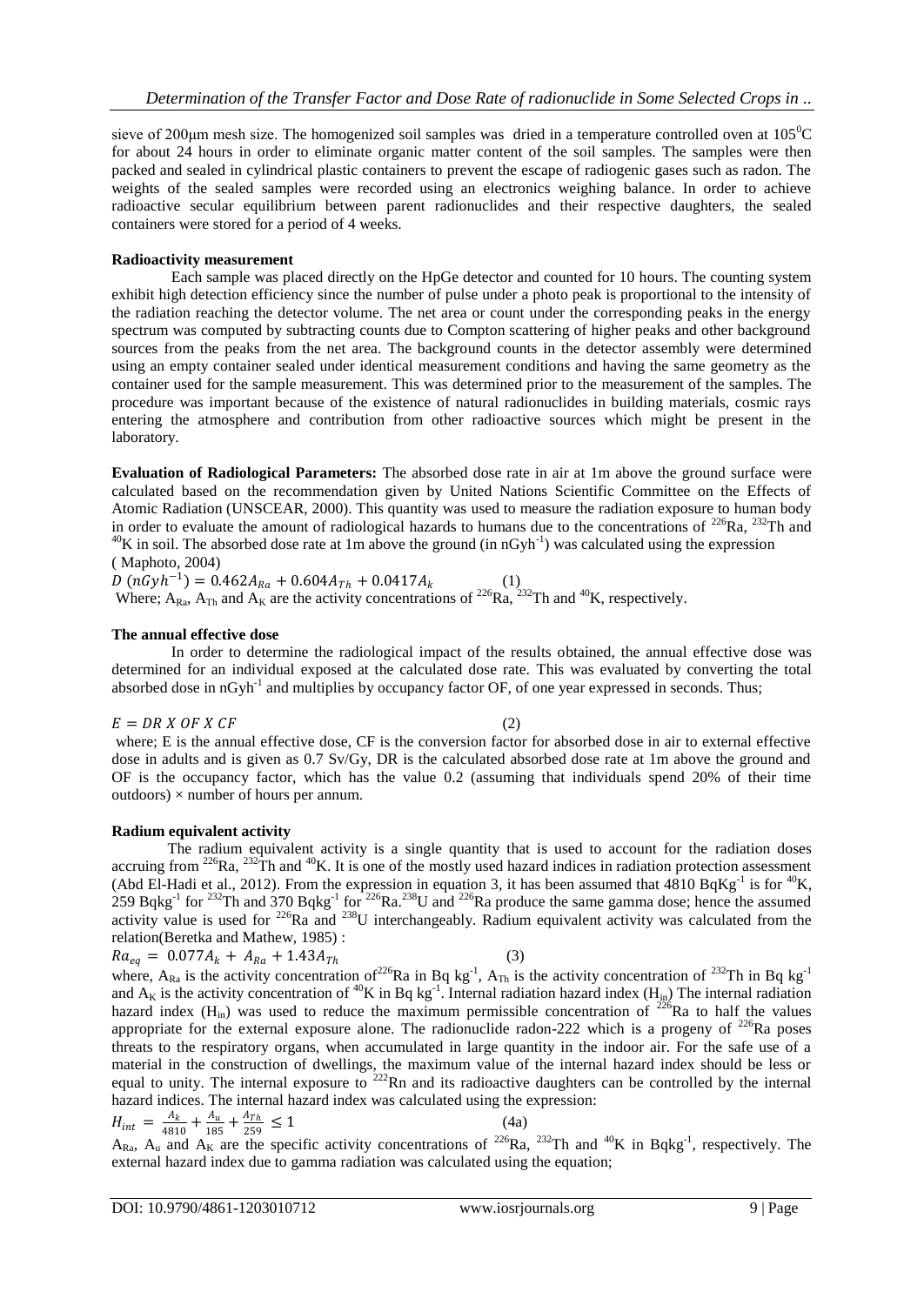sieve of 200μm mesh size. The homogenized soil samples was dried in a temperature controlled oven at $105^0C$ for about 24 hours in order to eliminate organic matter content of the soil samples. The samples were then packed and sealed in cylindrical plastic containers to prevent the escape of radiogenic gases such as radon. The weights of the sealed samples were recorded using an electronics weighing balance. In order to achieve radioactive secular equilibrium between parent radionuclides and their respective daughters, the sealed containers were stored for a period of 4 weeks.

**Radioactivity measurement**

Each sample was placed directly on the HpGe detector and counted for 10 hours. The counting system exhibit high detection efficiency since the number of pulse under a photo peak is proportional to the intensity of the radiation reaching the detector volume. The net area or count under the corresponding peaks in the energy spectrum was computed by subtracting counts due to Compton scattering of higher peaks and other background sources from the peaks from the net area. The background counts in the detector assembly were determined using an empty container sealed under identical measurement conditions and having the same geometry as the container used for the sample measurement. This was determined prior to the measurement of the samples. The procedure was important because of the existence of natural radionuclides in building materials, cosmic rays entering the atmosphere and contribution from other radioactive sources which might be present in the laboratory.

**Evaluation of Radiological Parameters:** The absorbed dose rate in air at 1m above the ground surface were calculated based on the recommendation given by United Nations Scientific Committee on the Effects of Atomic Radiation (UNSCEAR, 2000). This quantity was used to measure the radiation exposure to human body in order to evaluate the amount of radiological hazards to humans due to the concentrations of $^{226}Ra$, $^{232}Th$ and $^{40}K$ in soil. The absorbed dose rate at 1m above the ground (in $nGyh^{-1}$) was calculated using the expression ( Maphoto, 2004)

$$D\ (nGyh^{-1}) = 0.462A_{Ra} + 0.604A_{Th} + 0.0417A_k \qquad (1)$$

Where; $A_{Ra}$, $A_{Th}$ and $A_K$ are the activity concentrations of $^{226}Ra$, $^{232}Th$ and $^{40}K$, respectively.

**The annual effective dose**

In order to determine the radiological impact of the results obtained, the annual effective dose was determined for an individual exposed at the calculated dose rate. This was evaluated by converting the total absorbed dose in $nGyh^{-1}$ and multiplies by occupancy factor OF, of one year expressed in seconds. Thus;

$$E = DR\ X\ OF\ X\ CF \qquad (2)$$

where; E is the annual effective dose, CF is the conversion factor for absorbed dose in air to external effective dose in adults and is given as 0.7 Sv/Gy, DR is the calculated absorbed dose rate at 1m above the ground and OF is the occupancy factor, which has the value 0.2 (assuming that individuals spend 20% of their time outdoors) × number of hours per annum.

**Radium equivalent activity**

The radium equivalent activity is a single quantity that is used to account for the radiation doses accruing from $^{226}Ra$, $^{232}Th$ and $^{40}K$. It is one of the mostly used hazard indices in radiation protection assessment (Abd El-Hadi et al., 2012). From the expression in equation 3, it has been assumed that 4810 $BqKg^{-1}$ is for $^{40}K$, 259 $Bqkg^{-1}$ for $^{232}Th$ and 370 $Bqkg^{-1}$ for $^{226}Ra$.$^{238}U$ and $^{226}Ra$ produce the same gamma dose; hence the assumed activity value is used for $^{226}Ra$ and $^{238}U$ interchangeably. Radium equivalent activity was calculated from the relation(Beretka and Mathew, 1985) :

$$Ra_{eq} = 0.077A_k + A_{Ra} + 1.43A_{Th} \qquad (3)$$

where, $A_{Ra}$ is the activity concentration of $^{226}Ra$ in Bq $kg^{-1}$, $A_{Th}$ is the activity concentration of $^{232}Th$ in Bq $kg^{-1}$ and $A_K$ is the activity concentration of $^{40}K$ in Bq $kg^{-1}$. Internal radiation hazard index ($H_{in}$) The internal radiation hazard index ($H_{in}$) was used to reduce the maximum permissible concentration of $^{226}Ra$ to half the values appropriate for the external exposure alone. The radionuclide radon-222 which is a progeny of $^{226}Ra$ poses threats to the respiratory organs, when accumulated in large quantity in the indoor air. For the safe use of a material in the construction of dwellings, the maximum value of the internal hazard index should be less or equal to unity. The internal exposure to $^{222}Rn$ and its radioactive daughters can be controlled by the internal hazard indices. The internal hazard index was calculated using the expression:

$$H_{int} = \frac{A_k}{4810} + \frac{A_u}{185} + \frac{A_{Th}}{259} \leq 1 \qquad (4a)$$

$A_{Ra}$, $A_u$ and $A_K$ are the specific activity concentrations of $^{226}Ra$, $^{232}Th$ and $^{40}K$ in $Bqkg^{-1}$, respectively. The external hazard index due to gamma radiation was calculated using the equation;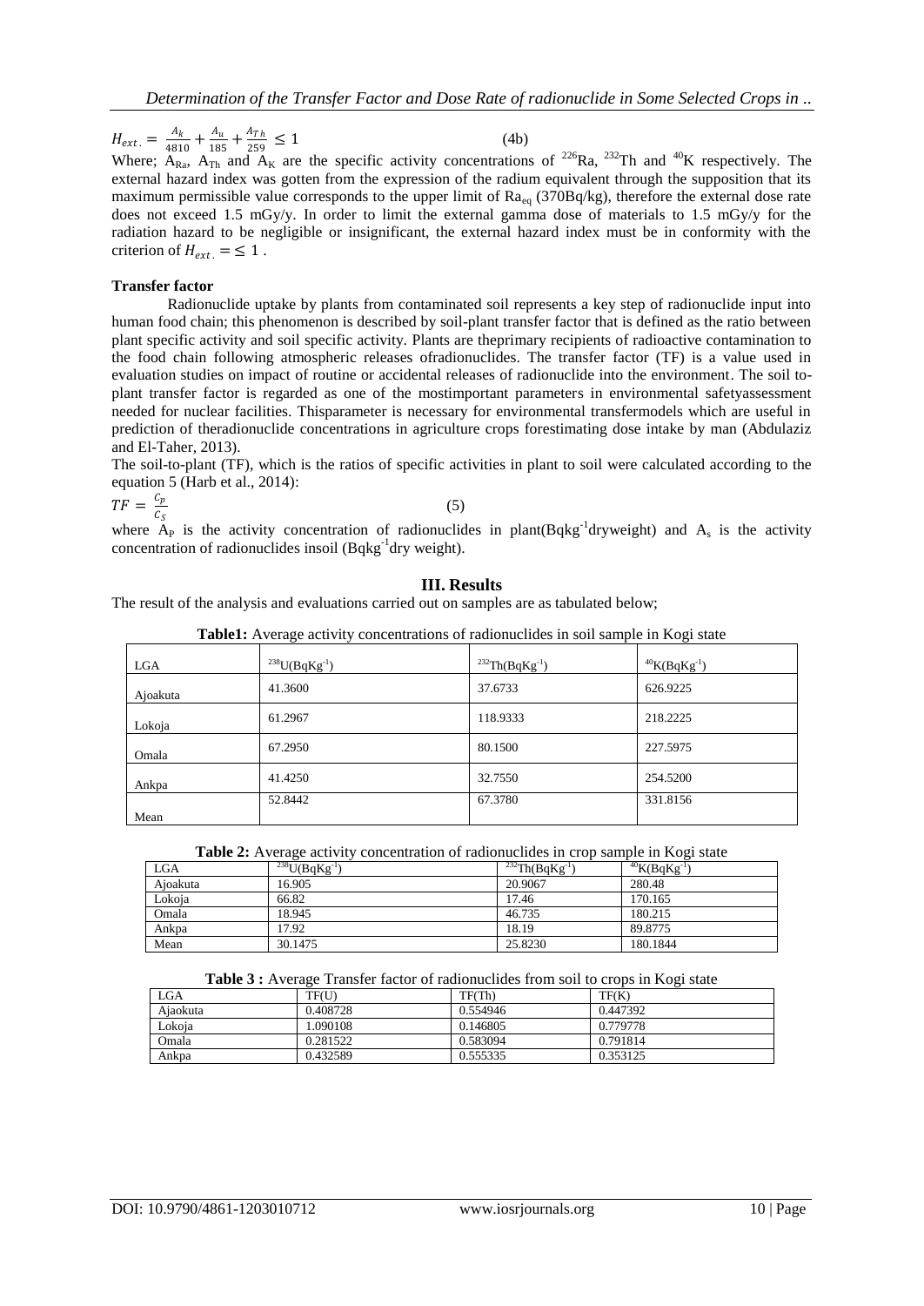$$H_{ext.} = \frac{A_k}{4810} + \frac{A_u}{185} + \frac{A_{Th}}{259} \leq 1 \qquad (4b)$$

Where; $A_{Ra}$, $A_{Th}$ and $A_K$ are the specific activity concentrations of $^{226}Ra$, $^{232}Th$ and $^{40}K$ respectively. The external hazard index was gotten from the expression of the radium equivalent through the supposition that its maximum permissible value corresponds to the upper limit of $Ra_{eq}$ (370Bq/kg), therefore the external dose rate does not exceed 1.5 mGy/y. In order to limit the external gamma dose of materials to 1.5 mGy/y for the radiation hazard to be negligible or insignificant, the external hazard index must be in conformity with the criterion of $H_{ext.} = \leq 1$ .

**Transfer factor**

Radionuclide uptake by plants from contaminated soil represents a key step of radionuclide input into human food chain; this phenomenon is described by soil-plant transfer factor that is defined as the ratio between plant specific activity and soil specific activity. Plants are theprimary recipients of radioactive contamination to the food chain following atmospheric releases ofradionuclides. The transfer factor (TF) is a value used in evaluation studies on impact of routine or accidental releases of radionuclide into the environment. The soil to-plant transfer factor is regarded as one of the mostimportant parameters in environmental safetyassessment needed for nuclear facilities. Thisparameter is necessary for environmental transfermodels which are useful in prediction of theradionuclide concentrations in agriculture crops forestimating dose intake by man (Abdulaziz and El-Taher, 2013).

The soil-to-plant (TF), which is the ratios of specific activities in plant to soil were calculated according to the equation 5 (Harb et al., 2014):

$$TF = \frac{C_p}{C_S} \qquad (5)$$

where $A_P$ is the activity concentration of radionuclides in plant(Bqkg$^{-1}$dryweight) and $A_s$ is the activity concentration of radionuclides insoil (Bqkg$^{-1}$dry weight).

## III. Results

The result of the analysis and evaluations carried out on samples are as tabulated below;

**Table1:** Average activity concentrations of radionuclides in soil sample in Kogi state

| LGA | $^{238}U(BqKg^{-1})$ | $^{232}Th(BqKg^{-1})$ | $^{40}K(BqKg^{-1})$ |
|---|---|---|---|
| Ajoakuta | 41.3600 | 37.6733 | 626.9225 |
| Lokoja | 61.2967 | 118.9333 | 218.2225 |
| Omala | 67.2950 | 80.1500 | 227.5975 |
| Ankpa | 41.4250 | 32.7550 | 254.5200 |
| Mean | 52.8442 | 67.3780 | 331.8156 |

**Table 2:** Average activity concentration of radionuclides in crop sample in Kogi state

| LGA | $^{238}U(BqKg^{-1})$ | $^{232}Th(BqKg^{-1})$ | $^{40}K(BqKg^{-1})$ |
|---|---|---|---|
| Ajoakuta | 16.905 | 20.9067 | 280.48 |
| Lokoja | 66.82 | 17.46 | 170.165 |
| Omala | 18.945 | 46.735 | 180.215 |
| Ankpa | 17.92 | 18.19 | 89.8775 |
| Mean | 30.1475 | 25.8230 | 180.1844 |

**Table 3 :** Average Transfer factor of radionuclides from soil to crops in Kogi state

| LGA | TF(U) | TF(Th) | TF(K) |
|---|---|---|---|
| Ajaokuta | 0.408728 | 0.554946 | 0.447392 |
| Lokoja | 1.090108 | 0.146805 | 0.779778 |
| Omala | 0.281522 | 0.583094 | 0.791814 |
| Ankpa | 0.432589 | 0.555335 | 0.353125 |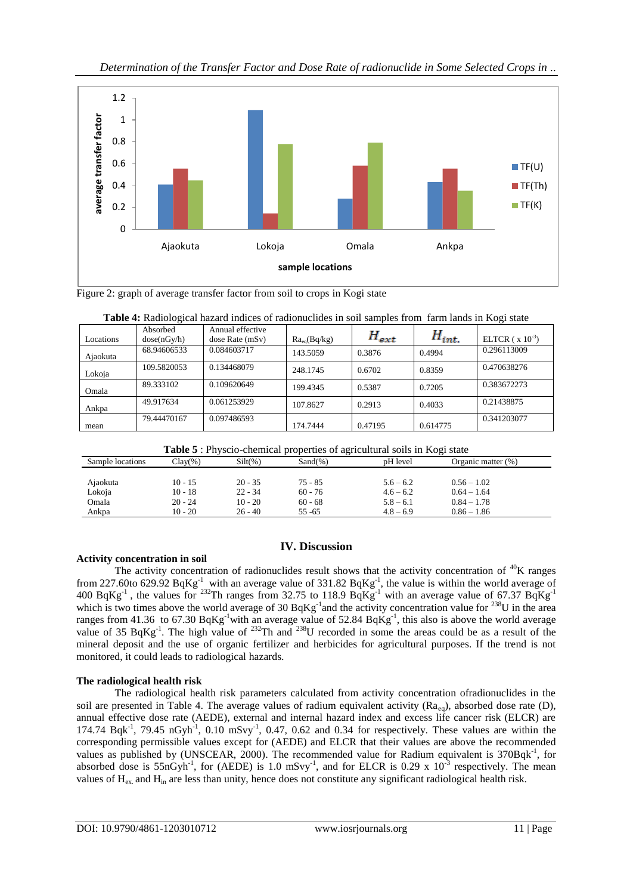Figure 2: graph of average transfer factor from soil to crops in Kogi state

**Table 4:** Radiological hazard indices of radionuclides in soil samples from farm lands in Kogi state

| Locations | Absorbed dose(nGy/h) | Annual effective dose Rate (mSv) | $Ra_{eq}$(Bq/kg) | $H_{ext}$ | $H_{int.}$ | ELTCR ( x $10^{-3}$) |
|---|---|---|---|---|---|---|
| Ajaokuta | 68.94606533 | 0.084603717 | 143.5059 | 0.3876 | 0.4994 | 0.296113009 |
| Lokoja | 109.5820053 | 0.134468079 | 248.1745 | 0.6702 | 0.8359 | 0.470638276 |
| Omala | 89.333102 | 0.109620649 | 199.4345 | 0.5387 | 0.7205 | 0.383672273 |
| Ankpa | 49.917634 | 0.061253929 | 107.8627 | 0.2913 | 0.4033 | 0.21438875 |
| mean | 79.44470167 | 0.097486593 | 174.7444 | 0.47195 | 0.614775 | 0.341203077 |

**Table 5** : Physcio-chemical properties of agricultural soils in Kogi state

| Sample locations | Clay(%) | Silt(%) | Sand(%) | pH level | Organic matter (%) |
|---|---|---|---|---|---|
| Ajaokuta | 10 - 15 | 20 - 35 | 75 - 85 | 5.6 – 6.2 | 0.56 – 1.02 |
| Lokoja | 10 - 18 | 22 - 34 | 60 - 76 | 4.6 – 6.2 | 0.64 – 1.64 |
| Omala | 20 - 24 | 10 - 20 | 60 - 68 | 5.8 – 6.1 | 0.84 – 1.78 |
| Ankpa | 10 - 20 | 26 - 40 | 55 -65 | 4.8 – 6.9 | 0.86 – 1.86 |

## IV. Discussion

### Activity concentration in soil

The activity concentration of radionuclides result shows that the activity concentration of $^{40}$K ranges from 227.60to 629.92 BqKg$^{-1}$ with an average value of 331.82 BqKg$^{-1}$, the value is within the world average of 400 BqKg$^{-1}$ , the values for $^{232}$Th ranges from 32.75 to 118.9 BqKg$^{-1}$ with an average value of 67.37 BqKg$^{-1}$ which is two times above the world average of 30 BqKg$^{-1}$and the activity concentration value for $^{238}$U in the area ranges from 41.36 to 67.30 BqKg$^{-1}$with an average value of 52.84 BqKg$^{-1}$, this also is above the world average value of 35 BqKg$^{-1}$. The high value of $^{232}$Th and $^{238}$U recorded in some the areas could be as a result of the mineral deposit and the use of organic fertilizer and herbicides for agricultural purposes. If the trend is not monitored, it could leads to radiological hazards.

### The radiological health risk

The radiological health risk parameters calculated from activity concentration ofradionuclides in the soil are presented in Table 4. The average values of radium equivalent activity ($Ra_{eq}$), absorbed dose rate (D), annual effective dose rate (AEDE), external and internal hazard index and excess life cancer risk (ELCR) are 174.74 Bqk$^{-1}$, 79.45 nGyh$^{-1}$, 0.10 mSvy$^{-1}$, 0.47, 0.62 and 0.34 for respectively. These values are within the corresponding permissible values except for (AEDE) and ELCR that their values are above the recommended values as published by (UNSCEAR, 2000). The recommended value for Radium equivalent is 370Bqk$^{-1}$, for absorbed dose is 55nGyh$^{-1}$, for (AEDE) is 1.0 mSvy$^{-1}$, and for ELCR is 0.29 x $10^{-3}$ respectively. The mean values of $H_{ex.}$ and $H_{in}$ are less than unity, hence does not constitute any significant radiological health risk.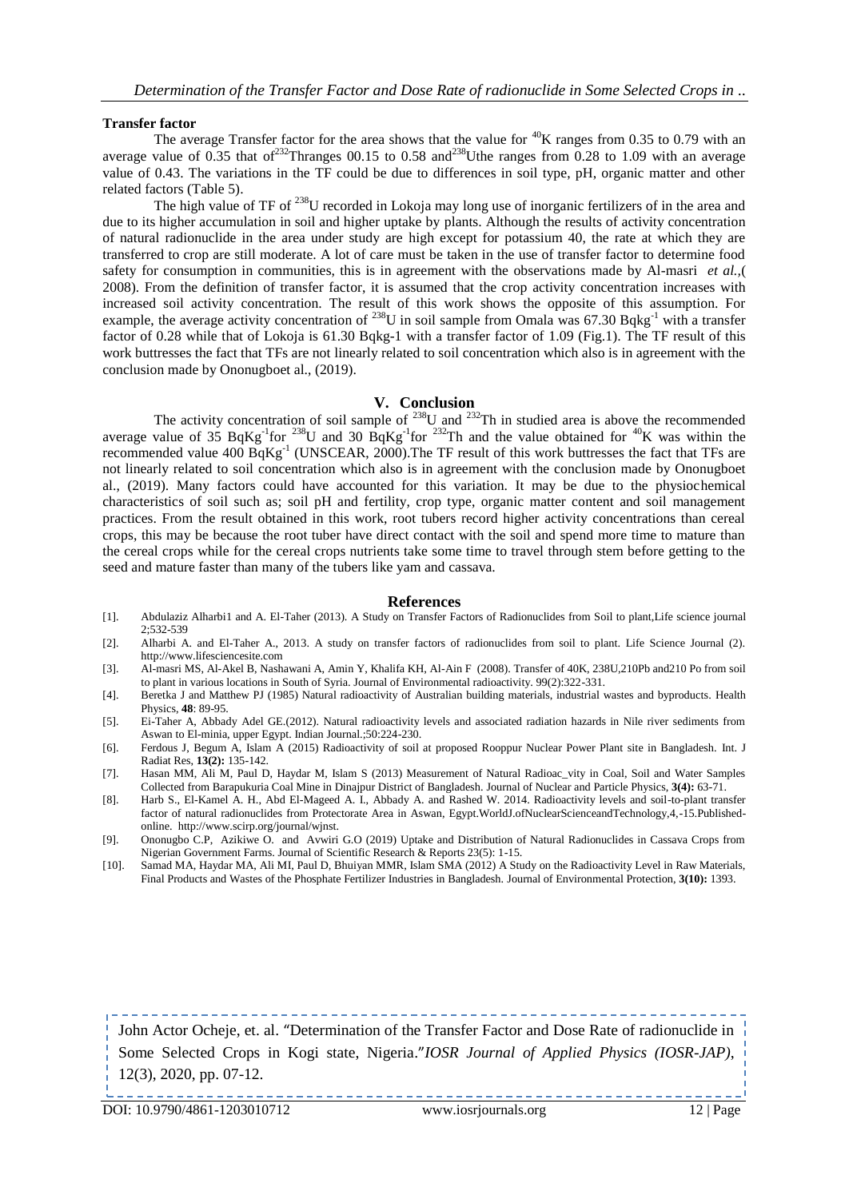### Transfer factor

The average Transfer factor for the area shows that the value for $^{40}K$ ranges from 0.35 to 0.79 with an average value of 0.35 that of $^{232}$Thranges 00.15 to 0.58 and $^{238}$Uthe ranges from 0.28 to 1.09 with an average value of 0.43. The variations in the TF could be due to differences in soil type, pH, organic matter and other related factors (Table 5).

The high value of TF of $^{238}U$ recorded in Lokoja may long use of inorganic fertilizers of in the area and due to its higher accumulation in soil and higher uptake by plants. Although the results of activity concentration of natural radionuclide in the area under study are high except for potassium 40, the rate at which they are transferred to crop are still moderate. A lot of care must be taken in the use of transfer factor to determine food safety for consumption in communities, this is in agreement with the observations made by Al-masri *et al.*,( 2008). From the definition of transfer factor, it is assumed that the crop activity concentration increases with increased soil activity concentration. The result of this work shows the opposite of this assumption. For example, the average activity concentration of $^{238}U$ in soil sample from Omala was 67.30 Bqkg$^{-1}$ with a transfer factor of 0.28 while that of Lokoja is 61.30 Bqkg-1 with a transfer factor of 1.09 (Fig.1). The TF result of this work buttresses the fact that TFs are not linearly related to soil concentration which also is in agreement with the conclusion made by Ononugboet al., (2019).

## V. Conclusion

The activity concentration of soil sample of $^{238}U$ and $^{232}Th$ in studied area is above the recommended average value of 35 BqKg$^{-1}$for $^{238}U$ and 30 BqKg$^{-1}$for $^{232}Th$ and the value obtained for $^{40}K$ was within the recommended value 400 BqKg$^{-1}$ (UNSCEAR, 2000).The TF result of this work buttresses the fact that TFs are not linearly related to soil concentration which also is in agreement with the conclusion made by Ononugboet al., (2019). Many factors could have accounted for this variation. It may be due to the physiochemical characteristics of soil such as; soil pH and fertility, crop type, organic matter content and soil management practices. From the result obtained in this work, root tubers record higher activity concentrations than cereal crops, this may be because the root tuber have direct contact with the soil and spend more time to mature than the cereal crops while for the cereal crops nutrients take some time to travel through stem before getting to the seed and mature faster than many of the tubers like yam and cassava.

## References

[1]. Abdulaziz Alharbi1 and A. El-Taher (2013). A Study on Transfer Factors of Radionuclides from Soil to plant,Life science journal 2;532-539

[2]. Alharbi A. and El-Taher A., 2013. A study on transfer factors of radionuclides from soil to plant. Life Science Journal (2). http://www.lifesciencesite.com

[3]. Al-masri MS, Al-Akel B, Nashawani A, Amin Y, Khalifa KH, Al-Ain F (2008). Transfer of 40K, 238U,210Pb and210 Po from soil to plant in various locations in South of Syria. Journal of Environmental radioactivity. 99(2):322-331.

[4]. Beretka J and Matthew PJ (1985) Natural radioactivity of Australian building materials, industrial wastes and byproducts. Health Physics, **48**: 89-95.

[5]. Ei-Taher A, Abbady Adel GE.(2012). Natural radioactivity levels and associated radiation hazards in Nile river sediments from Aswan to El-minia, upper Egypt. Indian Journal.;50:224-230.

[6]. Ferdous J, Begum A, Islam A (2015) Radioactivity of soil at proposed Rooppur Nuclear Power Plant site in Bangladesh. Int. J Radiat Res, **13(2):** 135-142.

[7]. Hasan MM, Ali M, Paul D, Haydar M, Islam S (2013) Measurement of Natural Radioac_vity in Coal, Soil and Water Samples Collected from Barapukuria Coal Mine in Dinajpur District of Bangladesh. Journal of Nuclear and Particle Physics, **3(4):** 63-71.

[8]. Harb S., El-Kamel A. H., Abd El-Mageed A. I., Abbady A. and Rashed W. 2014. Radioactivity levels and soil-to-plant transfer factor of natural radionuclides from Protectorate Area in Aswan, Egypt.WorldJ.ofNuclearScienceandTechnology,4,-15.Published-online. http://www.scirp.org/journal/wjnst.

[9]. Ononugbo C.P, Azikiwe O. and Avwiri G.O (2019) Uptake and Distribution of Natural Radionuclides in Cassava Crops from Nigerian Government Farms. Journal of Scientific Research & Reports 23(5): 1-15.

[10]. Samad MA, Haydar MA, Ali MI, Paul D, Bhuiyan MMR, Islam SMA (2012) A Study on the Radioactivity Level in Raw Materials, Final Products and Wastes of the Phosphate Fertilizer Industries in Bangladesh. Journal of Environmental Protection, **3(10):** 1393.

John Actor Ocheje, et. al. "Determination of the Transfer Factor and Dose Rate of radionuclide in Some Selected Crops in Kogi state, Nigeria."*IOSR Journal of Applied Physics (IOSR-JAP)*, 12(3), 2020, pp. 07-12.